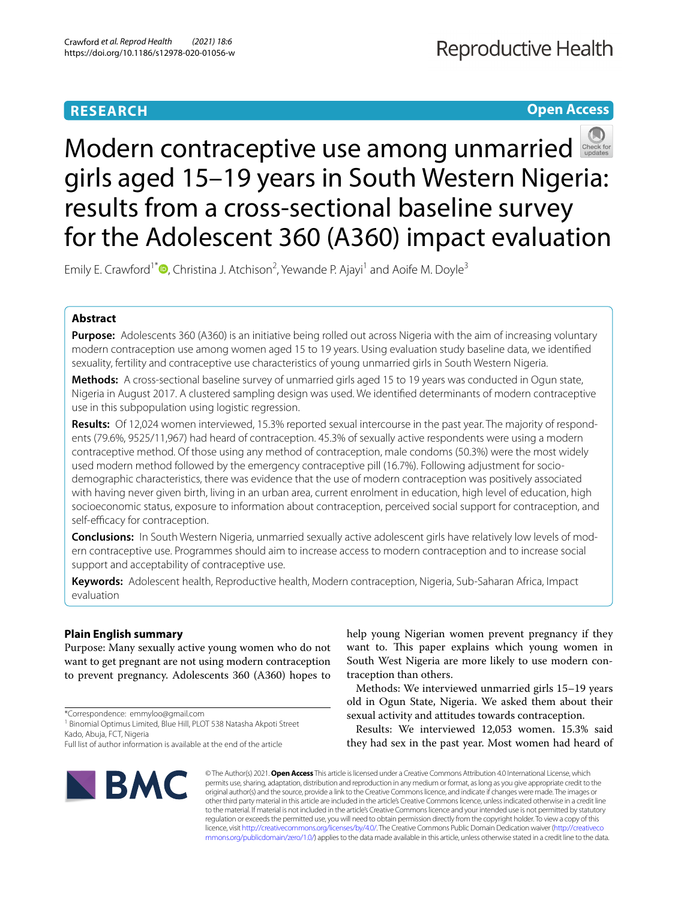RESEARCH

Open Access

# Modern contraceptive use among unmarried girls aged 15–19 years in South Western Nigeria: results from a cross-sectional baseline survey for the Adolescent 360 (A360) impact evaluation

Emily E. Crawford[1*], Christina J. Atchison[2], Yewande P. Ajayi[1] and Aoife M. Doyle[3]

## Abstract

**Purpose:** Adolescents 360 (A360) is an initiative being rolled out across Nigeria with the aim of increasing voluntary modern contraception use among women aged 15 to 19 years. Using evaluation study baseline data, we identified sexuality, fertility and contraceptive use characteristics of young unmarried girls in South Western Nigeria.

**Methods:** A cross-sectional baseline survey of unmarried girls aged 15 to 19 years was conducted in Ogun state, Nigeria in August 2017. A clustered sampling design was used. We identified determinants of modern contraceptive use in this subpopulation using logistic regression.

**Results:** Of 12,024 women interviewed, 15.3% reported sexual intercourse in the past year. The majority of respondents (79.6%, 9525/11,967) had heard of contraception. 45.3% of sexually active respondents were using a modern contraceptive method. Of those using any method of contraception, male condoms (50.3%) were the most widely used modern method followed by the emergency contraceptive pill (16.7%). Following adjustment for socio-demographic characteristics, there was evidence that the use of modern contraception was positively associated with having never given birth, living in an urban area, current enrolment in education, high level of education, high socioeconomic status, exposure to information about contraception, perceived social support for contraception, and self-efficacy for contraception.

**Conclusions:** In South Western Nigeria, unmarried sexually active adolescent girls have relatively low levels of modern contraceptive use. Programmes should aim to increase access to modern contraception and to increase social support and acceptability of contraceptive use.

**Keywords:** Adolescent health, Reproductive health, Modern contraception, Nigeria, Sub-Saharan Africa, Impact evaluation

## Plain English summary

Purpose: Many sexually active young women who do not want to get pregnant are not using modern contraception to prevent pregnancy. Adolescents 360 (A360) hopes to help young Nigerian women prevent pregnancy if they want to. This paper explains which young women in South West Nigeria are more likely to use modern contraception than others.

Methods: We interviewed unmarried girls 15–19 years old in Ogun State, Nigeria. We asked them about their sexual activity and attitudes towards contraception.

Results: We interviewed 12,053 women. 15.3% said they had sex in the past year. Most women had heard of

*Correspondence: emmyloo@gmail.com
[1] Binomial Optimus Limited, Blue Hill, PLOT 538 Natasha Akpoti Street Kado, Abuja, FCT, Nigeria
Full list of author information is available at the end of the article

© The Author(s) 2021. **Open Access** This article is licensed under a Creative Commons Attribution 4.0 International License, which permits use, sharing, adaptation, distribution and reproduction in any medium or format, as long as you give appropriate credit to the original author(s) and the source, provide a link to the Creative Commons licence, and indicate if changes were made. The images or other third party material in this article are included in the article's Creative Commons licence, unless indicated otherwise in a credit line to the material. If material is not included in the article's Creative Commons licence and your intended use is not permitted by statutory regulation or exceeds the permitted use, you will need to obtain permission directly from the copyright holder. To view a copy of this licence, visit http://creativecommons.org/licenses/by/4.0/. The Creative Commons Public Domain Dedication waiver (http://creativecommons.org/publicdomain/zero/1.0/) applies to the data made available in this article, unless otherwise stated in a credit line to the data.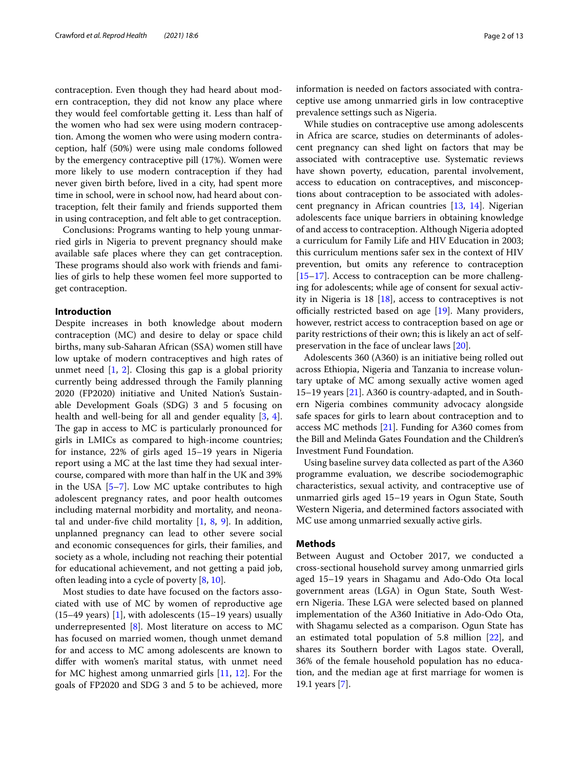contraception. Even though they had heard about modern contraception, they did not know any place where they would feel comfortable getting it. Less than half of the women who had sex were using modern contraception. Among the women who were using modern contraception, half (50%) were using male condoms followed by the emergency contraceptive pill (17%). Women were more likely to use modern contraception if they had never given birth before, lived in a city, had spent more time in school, were in school now, had heard about contraception, felt their family and friends supported them in using contraception, and felt able to get contraception.

Conclusions: Programs wanting to help young unmarried girls in Nigeria to prevent pregnancy should make available safe places where they can get contraception. These programs should also work with friends and families of girls to help these women feel more supported to get contraception.

## Introduction

Despite increases in both knowledge about modern contraception (MC) and desire to delay or space child births, many sub-Saharan African (SSA) women still have low uptake of modern contraceptives and high rates of unmet need [1, 2]. Closing this gap is a global priority currently being addressed through the Family planning 2020 (FP2020) initiative and United Nation's Sustainable Development Goals (SDG) 3 and 5 focusing on health and well-being for all and gender equality [3, 4]. The gap in access to MC is particularly pronounced for girls in LMICs as compared to high-income countries; for instance, 22% of girls aged 15–19 years in Nigeria report using a MC at the last time they had sexual intercourse, compared with more than half in the UK and 39% in the USA [5–7]. Low MC uptake contributes to high adolescent pregnancy rates, and poor health outcomes including maternal morbidity and mortality, and neonatal and under-five child mortality [1, 8, 9]. In addition, unplanned pregnancy can lead to other severe social and economic consequences for girls, their families, and society as a whole, including not reaching their potential for educational achievement, and not getting a paid job, often leading into a cycle of poverty [8, 10].

Most studies to date have focused on the factors associated with use of MC by women of reproductive age (15–49 years) [1], with adolescents (15–19 years) usually underrepresented [8]. Most literature on access to MC has focused on married women, though unmet demand for and access to MC among adolescents are known to differ with women's marital status, with unmet need for MC highest among unmarried girls [11, 12]. For the goals of FP2020 and SDG 3 and 5 to be achieved, more information is needed on factors associated with contraceptive use among unmarried girls in low contraceptive prevalence settings such as Nigeria.

While studies on contraceptive use among adolescents in Africa are scarce, studies on determinants of adolescent pregnancy can shed light on factors that may be associated with contraceptive use. Systematic reviews have shown poverty, education, parental involvement, access to education on contraceptives, and misconceptions about contraception to be associated with adolescent pregnancy in African countries [13, 14]. Nigerian adolescents face unique barriers in obtaining knowledge of and access to contraception. Although Nigeria adopted a curriculum for Family Life and HIV Education in 2003; this curriculum mentions safer sex in the context of HIV prevention, but omits any reference to contraception [15–17]. Access to contraception can be more challenging for adolescents; while age of consent for sexual activity in Nigeria is 18 [18], access to contraceptives is not officially restricted based on age [19]. Many providers, however, restrict access to contraception based on age or parity restrictions of their own; this is likely an act of self-preservation in the face of unclear laws [20].

Adolescents 360 (A360) is an initiative being rolled out across Ethiopia, Nigeria and Tanzania to increase voluntary uptake of MC among sexually active women aged 15–19 years [21]. A360 is country-adapted, and in Southern Nigeria combines community advocacy alongside safe spaces for girls to learn about contraception and to access MC methods [21]. Funding for A360 comes from the Bill and Melinda Gates Foundation and the Children's Investment Fund Foundation.

Using baseline survey data collected as part of the A360 programme evaluation, we describe sociodemographic characteristics, sexual activity, and contraceptive use of unmarried girls aged 15–19 years in Ogun State, South Western Nigeria, and determined factors associated with MC use among unmarried sexually active girls.

## Methods

Between August and October 2017, we conducted a cross-sectional household survey among unmarried girls aged 15–19 years in Shagamu and Ado-Odo Ota local government areas (LGA) in Ogun State, South Western Nigeria. These LGA were selected based on planned implementation of the A360 Initiative in Ado-Odo Ota, with Shagamu selected as a comparison. Ogun State has an estimated total population of 5.8 million [22], and shares its Southern border with Lagos state. Overall, 36% of the female household population has no education, and the median age at first marriage for women is 19.1 years [7].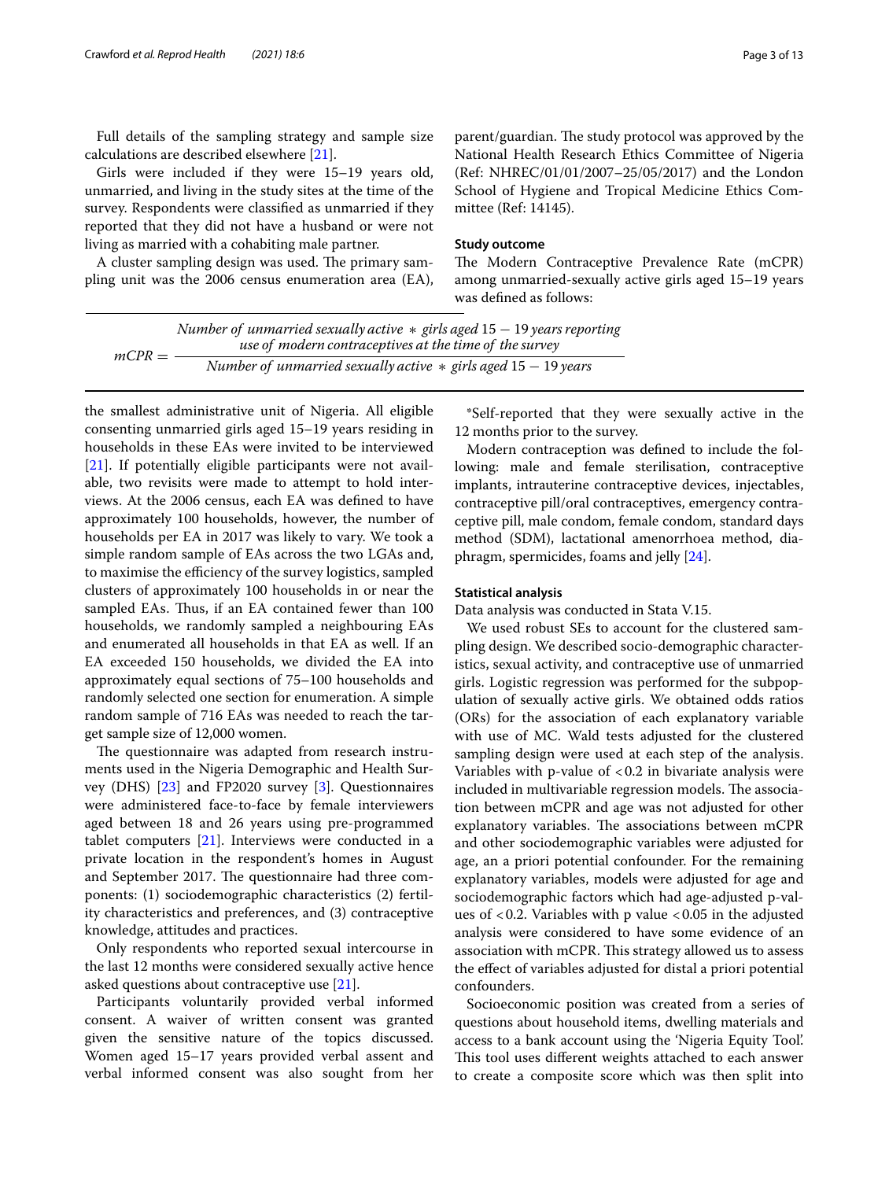Full details of the sampling strategy and sample size calculations are described elsewhere [21].

Girls were included if they were 15–19 years old, unmarried, and living in the study sites at the time of the survey. Respondents were classified as unmarried if they reported that they did not have a husband or were not living as married with a cohabiting male partner.

A cluster sampling design was used. The primary sampling unit was the 2006 census enumeration area (EA), the smallest administrative unit of Nigeria. All eligible consenting unmarried girls aged 15–19 years residing in households in these EAs were invited to be interviewed [21]. If potentially eligible participants were not available, two revisits were made to attempt to hold interviews. At the 2006 census, each EA was defined to have approximately 100 households, however, the number of households per EA in 2017 was likely to vary. We took a simple random sample of EAs across the two LGAs and, to maximise the efficiency of the survey logistics, sampled clusters of approximately 100 households in or near the sampled EAs. Thus, if an EA contained fewer than 100 households, we randomly sampled a neighbouring EAs and enumerated all households in that EA as well. If an EA exceeded 150 households, we divided the EA into approximately equal sections of 75–100 households and randomly selected one section for enumeration. A simple random sample of 716 EAs was needed to reach the target sample size of 12,000 women.

The questionnaire was adapted from research instruments used in the Nigeria Demographic and Health Survey (DHS) [23] and FP2020 survey [3]. Questionnaires were administered face-to-face by female interviewers aged between 18 and 26 years using pre-programmed tablet computers [21]. Interviews were conducted in a private location in the respondent's homes in August and September 2017. The questionnaire had three components: (1) sociodemographic characteristics (2) fertility characteristics and preferences, and (3) contraceptive knowledge, attitudes and practices.

Only respondents who reported sexual intercourse in the last 12 months were considered sexually active hence asked questions about contraceptive use [21].

Participants voluntarily provided verbal informed consent. A waiver of written consent was granted given the sensitive nature of the topics discussed. Women aged 15–17 years provided verbal assent and verbal informed consent was also sought from her parent/guardian. The study protocol was approved by the National Health Research Ethics Committee of Nigeria (Ref: NHREC/01/01/2007–25/05/2017) and the London School of Hygiene and Tropical Medicine Ethics Committee (Ref: 14145).

### Study outcome

The Modern Contraceptive Prevalence Rate (mCPR) among unmarried-sexually active girls aged 15–19 years was defined as follows:

$$mCPR = \frac{\text{Number of unmarried sexually active} * \text{girls aged } 15-19 \text{ years reporting use of modern contraceptives at the time of the survey}}{\text{Number of unmarried sexually active} * \text{girls aged } 15-19 \text{ years}}$$

*Self-reported that they were sexually active in the 12 months prior to the survey.

Modern contraception was defined to include the following: male and female sterilisation, contraceptive implants, intrauterine contraceptive devices, injectables, contraceptive pill/oral contraceptives, emergency contraceptive pill, male condom, female condom, standard days method (SDM), lactational amenorrhoea method, diaphragm, spermicides, foams and jelly [24].

### Statistical analysis

Data analysis was conducted in Stata V.15.

We used robust SEs to account for the clustered sampling design. We described socio-demographic characteristics, sexual activity, and contraceptive use of unmarried girls. Logistic regression was performed for the subpopulation of sexually active girls. We obtained odds ratios (ORs) for the association of each explanatory variable with use of MC. Wald tests adjusted for the clustered sampling design were used at each step of the analysis. Variables with p-value of $<0.2$ in bivariate analysis were included in multivariable regression models. The association between mCPR and age was not adjusted for other explanatory variables. The associations between mCPR and other sociodemographic variables were adjusted for age, an a priori potential confounder. For the remaining explanatory variables, models were adjusted for age and sociodemographic factors which had age-adjusted p-values of $<0.2$. Variables with p value $<0.05$ in the adjusted analysis were considered to have some evidence of an association with mCPR. This strategy allowed us to assess the effect of variables adjusted for distal a priori potential confounders.

Socioeconomic position was created from a series of questions about household items, dwelling materials and access to a bank account using the 'Nigeria Equity Tool'. This tool uses different weights attached to each answer to create a composite score which was then split into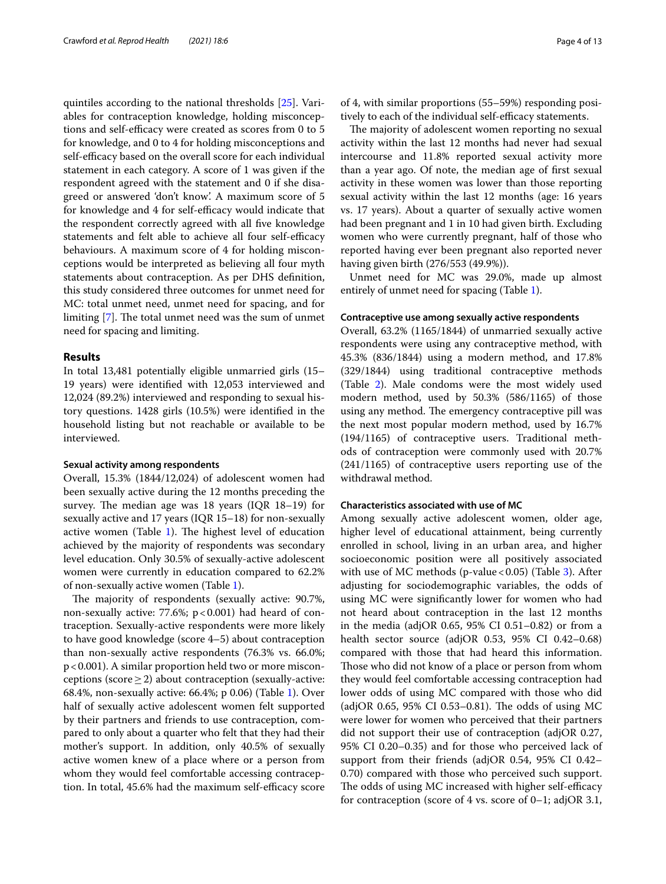quintiles according to the national thresholds [25]. Variables for contraception knowledge, holding misconceptions and self-efficacy were created as scores from 0 to 5 for knowledge, and 0 to 4 for holding misconceptions and self-efficacy based on the overall score for each individual statement in each category. A score of 1 was given if the respondent agreed with the statement and 0 if she disagreed or answered 'don't know'. A maximum score of 5 for knowledge and 4 for self-efficacy would indicate that the respondent correctly agreed with all five knowledge statements and felt able to achieve all four self-efficacy behaviours. A maximum score of 4 for holding misconceptions would be interpreted as believing all four myth statements about contraception. As per DHS definition, this study considered three outcomes for unmet need for MC: total unmet need, unmet need for spacing, and for limiting [7]. The total unmet need was the sum of unmet need for spacing and limiting.

## Results

In total 13,481 potentially eligible unmarried girls (15–19 years) were identified with 12,053 interviewed and 12,024 (89.2%) interviewed and responding to sexual history questions. 1428 girls (10.5%) were identified in the household listing but not reachable or available to be interviewed.

### Sexual activity among respondents

Overall, 15.3% (1844/12,024) of adolescent women had been sexually active during the 12 months preceding the survey. The median age was 18 years (IQR 18–19) for sexually active and 17 years (IQR 15–18) for non-sexually active women (Table 1). The highest level of education achieved by the majority of respondents was secondary level education. Only 30.5% of sexually-active adolescent women were currently in education compared to 62.2% of non-sexually active women (Table 1).

The majority of respondents (sexually active: 90.7%, non-sexually active: 77.6%; $p<0.001$) had heard of contraception. Sexually-active respondents were more likely to have good knowledge (score 4–5) about contraception than non-sexually active respondents (76.3% vs. 66.0%; $p<0.001$). A similar proportion held two or more misconceptions (score $\geq 2$) about contraception (sexually-active: 68.4%, non-sexually active: 66.4%; p 0.06) (Table 1). Over half of sexually active adolescent women felt supported by their partners and friends to use contraception, compared to only about a quarter who felt that they had their mother's support. In addition, only 40.5% of sexually active women knew of a place where or a person from whom they would feel comfortable accessing contraception. In total, 45.6% had the maximum self-efficacy score of 4, with similar proportions (55–59%) responding positively to each of the individual self-efficacy statements.

The majority of adolescent women reporting no sexual activity within the last 12 months had never had sexual intercourse and 11.8% reported sexual activity more than a year ago. Of note, the median age of first sexual activity in these women was lower than those reporting sexual activity within the last 12 months (age: 16 years vs. 17 years). About a quarter of sexually active women had been pregnant and 1 in 10 had given birth. Excluding women who were currently pregnant, half of those who reported having ever been pregnant also reported never having given birth (276/553 (49.9%)).

Unmet need for MC was 29.0%, made up almost entirely of unmet need for spacing (Table 1).

### Contraceptive use among sexually active respondents

Overall, 63.2% (1165/1844) of unmarried sexually active respondents were using any contraceptive method, with 45.3% (836/1844) using a modern method, and 17.8% (329/1844) using traditional contraceptive methods (Table 2). Male condoms were the most widely used modern method, used by 50.3% (586/1165) of those using any method. The emergency contraceptive pill was the next most popular modern method, used by 16.7% (194/1165) of contraceptive users. Traditional methods of contraception were commonly used with 20.7% (241/1165) of contraceptive users reporting use of the withdrawal method.

### Characteristics associated with use of MC

Among sexually active adolescent women, older age, higher level of educational attainment, being currently enrolled in school, living in an urban area, and higher socioeconomic position were all positively associated with use of MC methods (p-value < 0.05) (Table 3). After adjusting for sociodemographic variables, the odds of using MC were significantly lower for women who had not heard about contraception in the last 12 months in the media (adjOR 0.65, 95% CI 0.51–0.82) or from a health sector source (adjOR 0.53, 95% CI 0.42–0.68) compared with those that had heard this information. Those who did not know of a place or person from whom they would feel comfortable accessing contraception had lower odds of using MC compared with those who did (adjOR 0.65, 95% CI 0.53–0.81). The odds of using MC were lower for women who perceived that their partners did not support their use of contraception (adjOR 0.27, 95% CI 0.20–0.35) and for those who perceived lack of support from their friends (adjOR 0.54, 95% CI 0.42–0.70) compared with those who perceived such support. The odds of using MC increased with higher self-efficacy for contraception (score of 4 vs. score of 0–1; adjOR 3.1,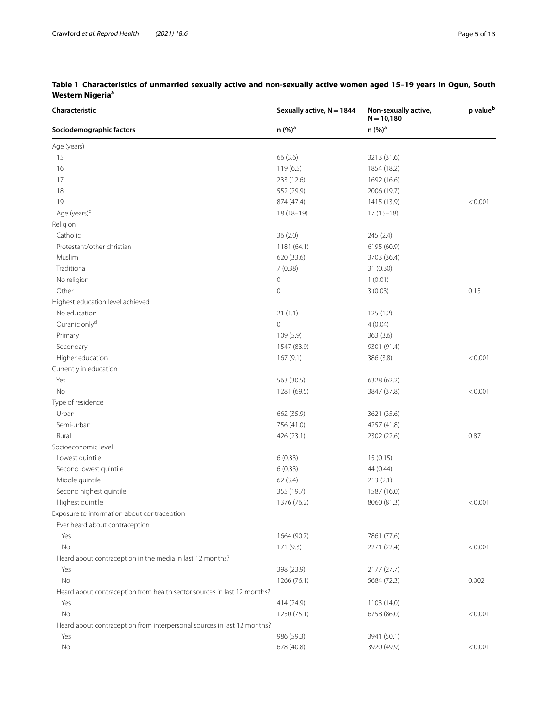**Table 1 Characteristics of unmarried sexually active and non-sexually active women aged 15–19 years in Ogun, South Western Nigeria[a]**

| Characteristic | Sexually active, N = 1844 | Non-sexually active, N = 10,180 | p value[b] |
|---|---|---|---|
| **Sociodemographic factors** | **n (%)[a]** | **n (%)[a]** | |
| Age (years) | | | |
| 15 | 66 (3.6) | 3213 (31.6) | |
| 16 | 119 (6.5) | 1854 (18.2) | |
| 17 | 233 (12.6) | 1692 (16.6) | |
| 18 | 552 (29.9) | 2006 (19.7) | |
| 19 | 874 (47.4) | 1415 (13.9) | < 0.001 |
| Age (years)[c] | 18 (18–19) | 17 (15–18) | |
| Religion | | | |
| Catholic | 36 (2.0) | 245 (2.4) | |
| Protestant/other christian | 1181 (64.1) | 6195 (60.9) | |
| Muslim | 620 (33.6) | 3703 (36.4) | |
| Traditional | 7 (0.38) | 31 (0.30) | |
| No religion | 0 | 1 (0.01) | |
| Other | 0 | 3 (0.03) | 0.15 |
| Highest education level achieved | | | |
| No education | 21 (1.1) | 125 (1.2) | |
| Quranic only[d] | 0 | 4 (0.04) | |
| Primary | 109 (5.9) | 363 (3.6) | |
| Secondary | 1547 (83.9) | 9301 (91.4) | |
| Higher education | 167 (9.1) | 386 (3.8) | < 0.001 |
| Currently in education | | | |
| Yes | 563 (30.5) | 6328 (62.2) | |
| No | 1281 (69.5) | 3847 (37.8) | < 0.001 |
| Type of residence | | | |
| Urban | 662 (35.9) | 3621 (35.6) | |
| Semi-urban | 756 (41.0) | 4257 (41.8) | |
| Rural | 426 (23.1) | 2302 (22.6) | 0.87 |
| Socioeconomic level | | | |
| Lowest quintile | 6 (0.33) | 15 (0.15) | |
| Second lowest quintile | 6 (0.33) | 44 (0.44) | |
| Middle quintile | 62 (3.4) | 213 (2.1) | |
| Second highest quintile | 355 (19.7) | 1587 (16.0) | |
| Highest quintile | 1376 (76.2) | 8060 (81.3) | < 0.001 |
| Exposure to information about contraception | | | |
| Ever heard about contraception | | | |
| Yes | 1664 (90.7) | 7861 (77.6) | |
| No | 171 (9.3) | 2271 (22.4) | < 0.001 |
| Heard about contraception in the media in last 12 months? | | | |
| Yes | 398 (23.9) | 2177 (27.7) | |
| No | 1266 (76.1) | 5684 (72.3) | 0.002 |
| Heard about contraception from health sector sources in last 12 months? | | | |
| Yes | 414 (24.9) | 1103 (14.0) | |
| No | 1250 (75.1) | 6758 (86.0) | < 0.001 |
| Heard about contraception from interpersonal sources in last 12 months? | | | |
| Yes | 986 (59.3) | 3941 (50.1) | |
| No | 678 (40.8) | 3920 (49.9) | < 0.001 |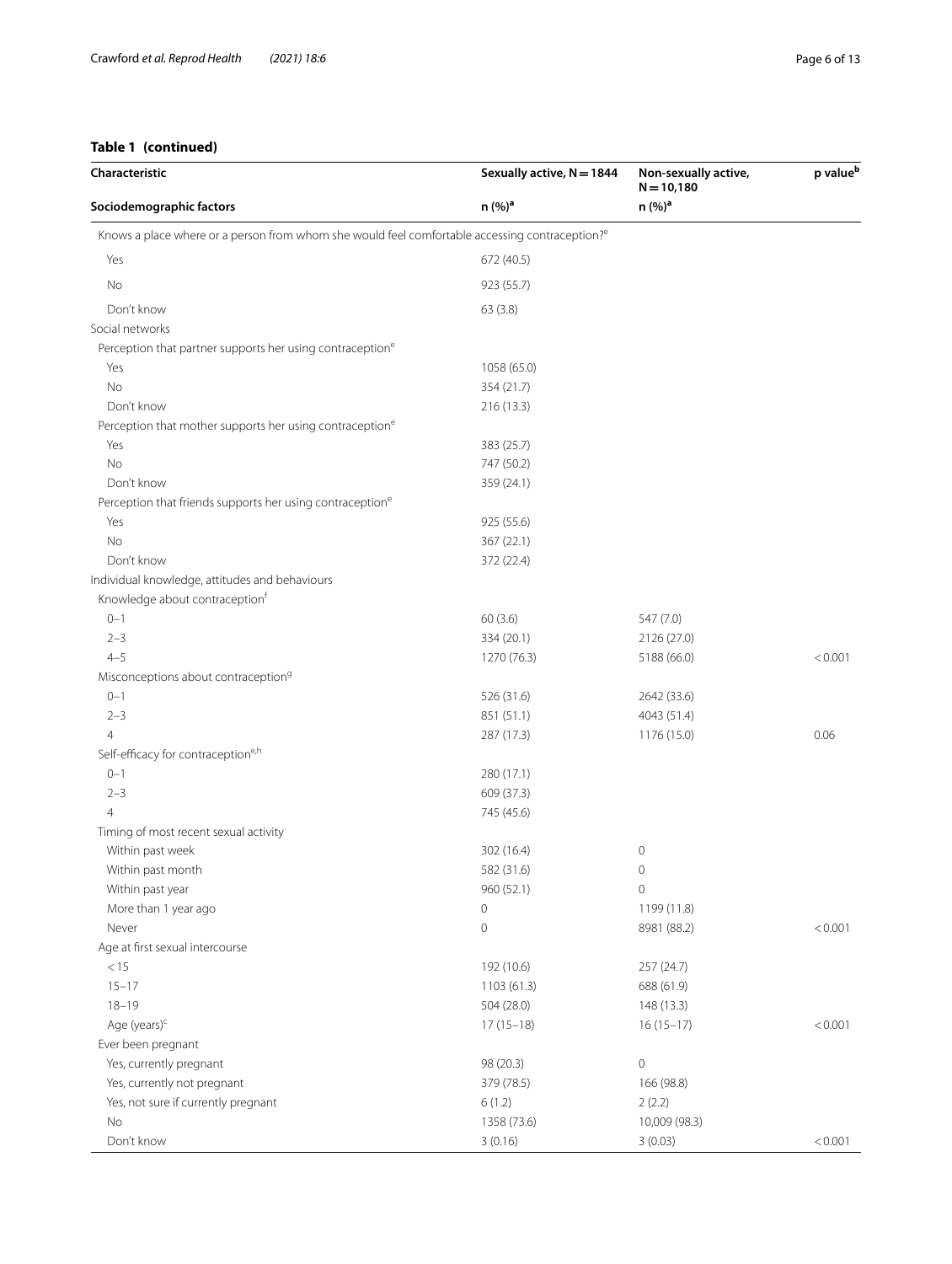**Table 1 (continued)**

| Characteristic | Sexually active, N = 1844 | Non-sexually active, N = 10,180 | p value[b] |
|---|---|---|---|
| Sociodemographic factors | n (%)[a] | n (%)[a] | |
| Knows a place where or a person from whom she would feel comfortable accessing contraception?[e] | | | |
| Yes | 672 (40.5) | | |
| No | 923 (55.7) | | |
| Don't know | 63 (3.8) | | |
| Social networks | | | |
| Perception that partner supports her using contraception[e] | | | |
| Yes | 1058 (65.0) | | |
| No | 354 (21.7) | | |
| Don't know | 216 (13.3) | | |
| Perception that mother supports her using contraception[e] | | | |
| Yes | 383 (25.7) | | |
| No | 747 (50.2) | | |
| Don't know | 359 (24.1) | | |
| Perception that friends supports her using contraception[e] | | | |
| Yes | 925 (55.6) | | |
| No | 367 (22.1) | | |
| Don't know | 372 (22.4) | | |
| Individual knowledge, attitudes and behaviours | | | |
| Knowledge about contraception[f] | | | |
| 0–1 | 60 (3.6) | 547 (7.0) | |
| 2–3 | 334 (20.1) | 2126 (27.0) | |
| 4–5 | 1270 (76.3) | 5188 (66.0) | < 0.001 |
| Misconceptions about contraception[g] | | | |
| 0–1 | 526 (31.6) | 2642 (33.6) | |
| 2–3 | 851 (51.1) | 4043 (51.4) | |
| 4 | 287 (17.3) | 1176 (15.0) | 0.06 |
| Self-efficacy for contraception[e,h] | | | |
| 0–1 | 280 (17.1) | | |
| 2–3 | 609 (37.3) | | |
| 4 | 745 (45.6) | | |
| Timing of most recent sexual activity | | | |
| Within past week | 302 (16.4) | 0 | |
| Within past month | 582 (31.6) | 0 | |
| Within past year | 960 (52.1) | 0 | |
| More than 1 year ago | 0 | 1199 (11.8) | |
| Never | 0 | 8981 (88.2) | < 0.001 |
| Age at first sexual intercourse | | | |
| < 15 | 192 (10.6) | 257 (24.7) | |
| 15–17 | 1103 (61.3) | 688 (61.9) | |
| 18–19 | 504 (28.0) | 148 (13.3) | |
| Age (years)[c] | 17 (15–18) | 16 (15–17) | < 0.001 |
| Ever been pregnant | | | |
| Yes, currently pregnant | 98 (20.3) | 0 | |
| Yes, currently not pregnant | 379 (78.5) | 166 (98.8) | |
| Yes, not sure if currently pregnant | 6 (1.2) | 2 (2.2) | |
| No | 1358 (73.6) | 10,009 (98.3) | |
| Don't know | 3 (0.16) | 3 (0.03) | < 0.001 |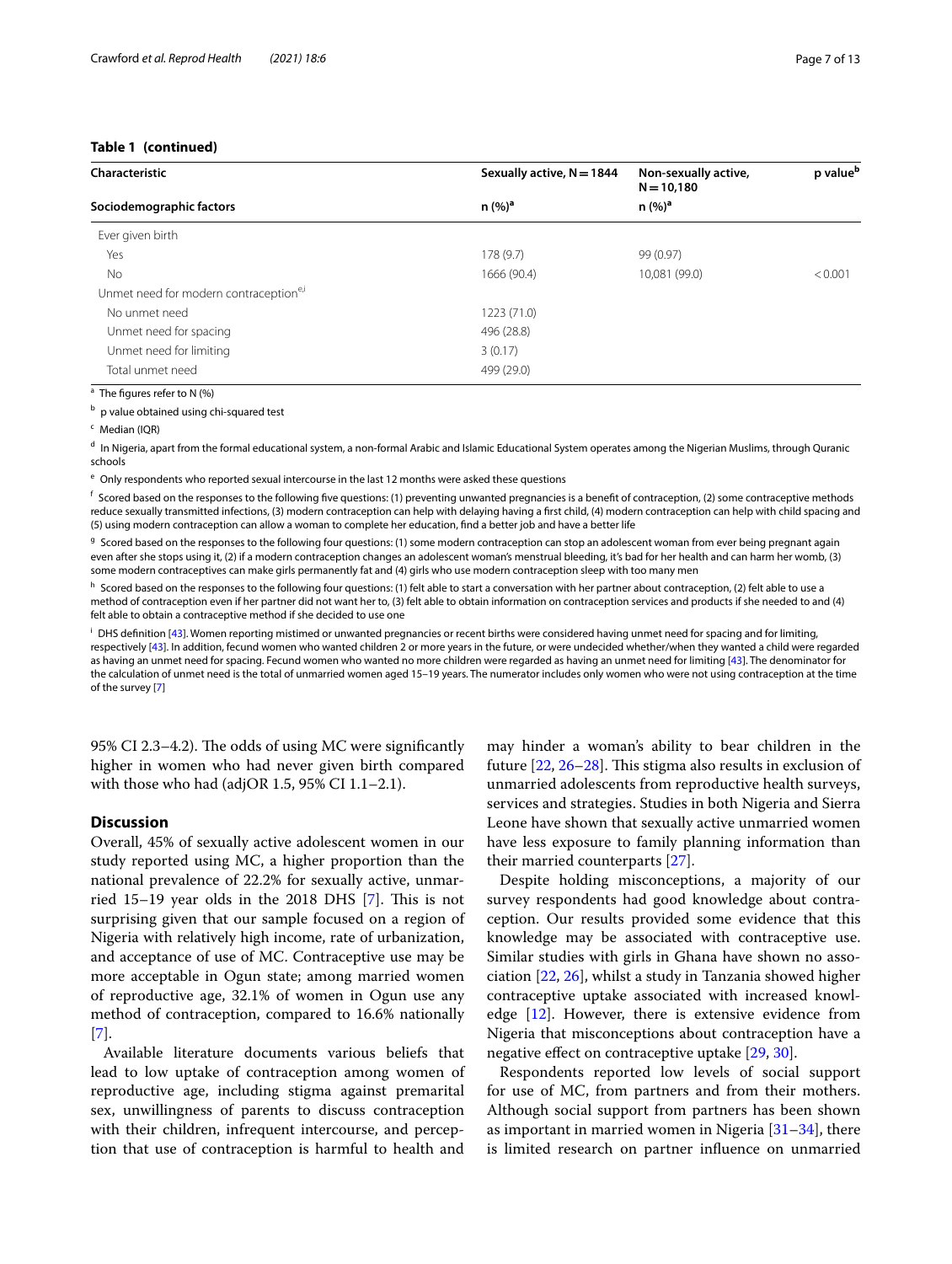**Table 1 (continued)**

| Characteristic | Sexually active, N = 1844 | Non-sexually active, N = 10,180 | p value[b] |
|---|---|---|---|
| **Sociodemographic factors** | **n (%)[a]** | **n (%)[a]** | |
| Ever given birth | | | |
| Yes | 178 (9.7) | 99 (0.97) | |
| No | 1666 (90.4) | 10,081 (99.0) | < 0.001 |
| Unmet need for modern contraception[e,i] | | | |
| No unmet need | 1223 (71.0) | | |
| Unmet need for spacing | 496 (28.8) | | |
| Unmet need for limiting | 3 (0.17) | | |
| Total unmet need | 499 (29.0) | | |

[a] The figures refer to N (%)

[b] p value obtained using chi-squared test

[c] Median (IQR)

[d] In Nigeria, apart from the formal educational system, a non-formal Arabic and Islamic Educational System operates among the Nigerian Muslims, through Quranic schools

[e] Only respondents who reported sexual intercourse in the last 12 months were asked these questions

[f] Scored based on the responses to the following five questions: (1) preventing unwanted pregnancies is a benefit of contraception, (2) some contraceptive methods reduce sexually transmitted infections, (3) modern contraception can help with delaying having a first child, (4) modern contraception can help with child spacing and (5) using modern contraception can allow a woman to complete her education, find a better job and have a better life

[g] Scored based on the responses to the following four questions: (1) some modern contraception can stop an adolescent woman from ever being pregnant again even after she stops using it, (2) if a modern contraception changes an adolescent woman's menstrual bleeding, it's bad for her health and can harm her womb, (3) some modern contraceptives can make girls permanently fat and (4) girls who use modern contraception sleep with too many men

[h] Scored based on the responses to the following four questions: (1) felt able to start a conversation with her partner about contraception, (2) felt able to use a method of contraception even if her partner did not want her to, (3) felt able to obtain information on contraception services and products if she needed to and (4) felt able to obtain a contraceptive method if she decided to use one

[i] DHS definition [43]. Women reporting mistimed or unwanted pregnancies or recent births were considered having unmet need for spacing and for limiting, respectively [43]. In addition, fecund women who wanted children 2 or more years in the future, or were undecided whether/when they wanted a child were regarded as having an unmet need for spacing. Fecund women who wanted no more children were regarded as having an unmet need for limiting [43]. The denominator for the calculation of unmet need is the total of unmarried women aged 15–19 years. The numerator includes only women who were not using contraception at the time of the survey [7]

95% CI 2.3–4.2). The odds of using MC were significantly higher in women who had never given birth compared with those who had (adjOR 1.5, 95% CI 1.1–2.1).

## Discussion

Overall, 45% of sexually active adolescent women in our study reported using MC, a higher proportion than the national prevalence of 22.2% for sexually active, unmarried 15–19 year olds in the 2018 DHS [7]. This is not surprising given that our sample focused on a region of Nigeria with relatively high income, rate of urbanization, and acceptance of use of MC. Contraceptive use may be more acceptable in Ogun state; among married women of reproductive age, 32.1% of women in Ogun use any method of contraception, compared to 16.6% nationally [7].

Available literature documents various beliefs that lead to low uptake of contraception among women of reproductive age, including stigma against premarital sex, unwillingness of parents to discuss contraception with their children, infrequent intercourse, and perception that use of contraception is harmful to health and may hinder a woman's ability to bear children in the future [22, 26–28]. This stigma also results in exclusion of unmarried adolescents from reproductive health surveys, services and strategies. Studies in both Nigeria and Sierra Leone have shown that sexually active unmarried women have less exposure to family planning information than their married counterparts [27].

Despite holding misconceptions, a majority of our survey respondents had good knowledge about contraception. Our results provided some evidence that this knowledge may be associated with contraceptive use. Similar studies with girls in Ghana have shown no association [22, 26], whilst a study in Tanzania showed higher contraceptive uptake associated with increased knowledge [12]. However, there is extensive evidence from Nigeria that misconceptions about contraception have a negative effect on contraceptive uptake [29, 30].

Respondents reported low levels of social support for use of MC, from partners and from their mothers. Although social support from partners has been shown as important in married women in Nigeria [31–34], there is limited research on partner influence on unmarried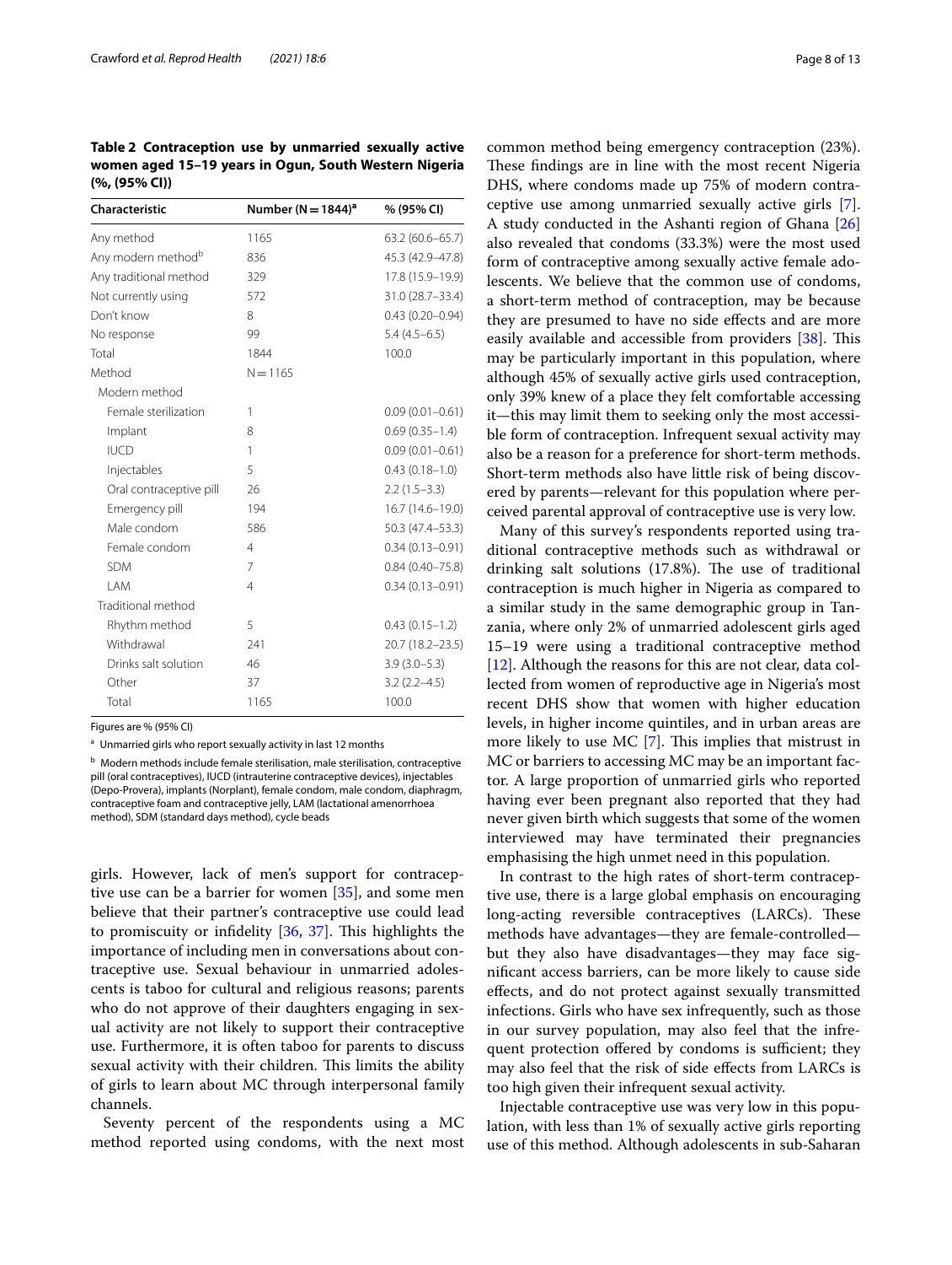**Table 2 Contraception use by unmarried sexually active women aged 15–19 years in Ogun, South Western Nigeria (%, (95% CI))**

| Characteristic | Number (N = 1844)[a] | % (95% CI) |
|---|---|---|
| Any method | 1165 | 63.2 (60.6–65.7) |
| Any modern method[b] | 836 | 45.3 (42.9–47.8) |
| Any traditional method | 329 | 17.8 (15.9–19.9) |
| Not currently using | 572 | 31.0 (28.7–33.4) |
| Don't know | 8 | 0.43 (0.20–0.94) |
| No response | 99 | 5.4 (4.5–6.5) |
| Total | 1844 | 100.0 |
| Method | N = 1165 | |
| Modern method | | |
| Female sterilization | 1 | 0.09 (0.01–0.61) |
| Implant | 8 | 0.69 (0.35–1.4) |
| IUCD | 1 | 0.09 (0.01–0.61) |
| Injectables | 5 | 0.43 (0.18–1.0) |
| Oral contraceptive pill | 26 | 2.2 (1.5–3.3) |
| Emergency pill | 194 | 16.7 (14.6–19.0) |
| Male condom | 586 | 50.3 (47.4–53.3) |
| Female condom | 4 | 0.34 (0.13–0.91) |
| SDM | 7 | 0.84 (0.40–75.8) |
| LAM | 4 | 0.34 (0.13–0.91) |
| Traditional method | | |
| Rhythm method | 5 | 0.43 (0.15–1.2) |
| Withdrawal | 241 | 20.7 (18.2–23.5) |
| Drinks salt solution | 46 | 3.9 (3.0–5.3) |
| Other | 37 | 3.2 (2.2–4.5) |
| Total | 1165 | 100.0 |

Figures are % (95% CI)

[a] Unmarried girls who report sexually activity in last 12 months

[b] Modern methods include female sterilisation, male sterilisation, contraceptive pill (oral contraceptives), IUCD (intrauterine contraceptive devices), injectables (Depo-Provera), implants (Norplant), female condom, male condom, diaphragm, contraceptive foam and contraceptive jelly, LAM (lactational amenorrhoea method), SDM (standard days method), cycle beads

girls. However, lack of men's support for contraceptive use can be a barrier for women [35], and some men believe that their partner's contraceptive use could lead to promiscuity or infidelity [36, 37]. This highlights the importance of including men in conversations about contraceptive use. Sexual behaviour in unmarried adolescents is taboo for cultural and religious reasons; parents who do not approve of their daughters engaging in sexual activity are not likely to support their contraceptive use. Furthermore, it is often taboo for parents to discuss sexual activity with their children. This limits the ability of girls to learn about MC through interpersonal family channels.

Seventy percent of the respondents using a MC method reported using condoms, with the next most common method being emergency contraception (23%). These findings are in line with the most recent Nigeria DHS, where condoms made up 75% of modern contraceptive use among unmarried sexually active girls [7]. A study conducted in the Ashanti region of Ghana [26] also revealed that condoms (33.3%) were the most used form of contraceptive among sexually active female adolescents. We believe that the common use of condoms, a short-term method of contraception, may be because they are presumed to have no side effects and are more easily available and accessible from providers [38]. This may be particularly important in this population, where although 45% of sexually active girls used contraception, only 39% knew of a place they felt comfortable accessing it—this may limit them to seeking only the most accessible form of contraception. Infrequent sexual activity may also be a reason for a preference for short-term methods. Short-term methods also have little risk of being discovered by parents—relevant for this population where perceived parental approval of contraceptive use is very low.

Many of this survey's respondents reported using traditional contraceptive methods such as withdrawal or drinking salt solutions (17.8%). The use of traditional contraception is much higher in Nigeria as compared to a similar study in the same demographic group in Tanzania, where only 2% of unmarried adolescent girls aged 15–19 were using a traditional contraceptive method [12]. Although the reasons for this are not clear, data collected from women of reproductive age in Nigeria's most recent DHS show that women with higher education levels, in higher income quintiles, and in urban areas are more likely to use MC [7]. This implies that mistrust in MC or barriers to accessing MC may be an important factor. A large proportion of unmarried girls who reported having ever been pregnant also reported that they had never given birth which suggests that some of the women interviewed may have terminated their pregnancies emphasising the high unmet need in this population.

In contrast to the high rates of short-term contraceptive use, there is a large global emphasis on encouraging long-acting reversible contraceptives (LARCs). These methods have advantages—they are female-controlled—but they also have disadvantages—they may face significant access barriers, can be more likely to cause side effects, and do not protect against sexually transmitted infections. Girls who have sex infrequently, such as those in our survey population, may also feel that the infrequent protection offered by condoms is sufficient; they may also feel that the risk of side effects from LARCs is too high given their infrequent sexual activity.

Injectable contraceptive use was very low in this population, with less than 1% of sexually active girls reporting use of this method. Although adolescents in sub-Saharan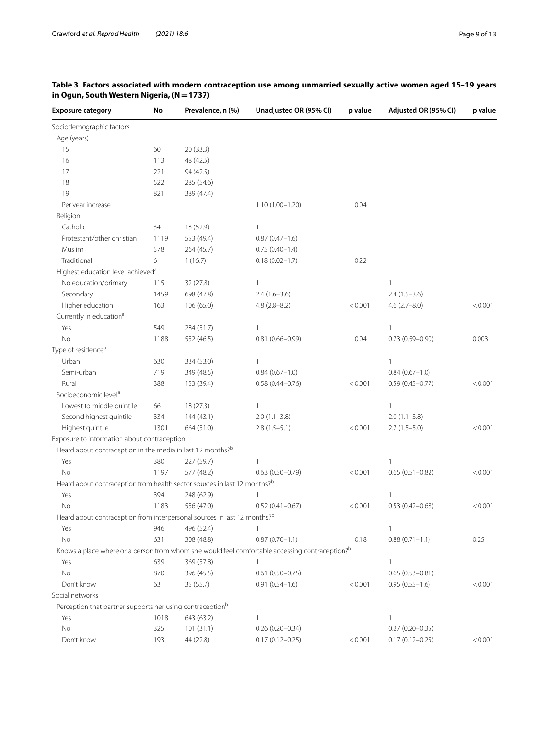**Table 3 Factors associated with modern contraception use among unmarried sexually active women aged 15–19 years in Ogun, South Western Nigeria, (N = 1737)**

| Exposure category | No | Prevalence, n (%) | Unadjusted OR (95% CI) | p value | Adjusted OR (95% CI) | p value |
|---|---|---|---|---|---|---|
| Sociodemographic factors | | | | | | |
| Age (years) | | | | | | |
| 15 | 60 | 20 (33.3) | | | | |
| 16 | 113 | 48 (42.5) | | | | |
| 17 | 221 | 94 (42.5) | | | | |
| 18 | 522 | 285 (54.6) | | | | |
| 19 | 821 | 389 (47.4) | | | | |
| Per year increase | | | 1.10 (1.00–1.20) | 0.04 | | |
| Religion | | | | | | |
| Catholic | 34 | 18 (52.9) | 1 | | | |
| Protestant/other christian | 1119 | 553 (49.4) | 0.87 (0.47–1.6) | | | |
| Muslim | 578 | 264 (45.7) | 0.75 (0.40–1.4) | | | |
| Traditional | 6 | 1 (16.7) | 0.18 (0.02–1.7) | 0.22 | | |
| Highest education level achieved[a] | | | | | | |
| No education/primary | 115 | 32 (27.8) | 1 | | 1 | |
| Secondary | 1459 | 698 (47.8) | 2.4 (1.6–3.6) | | 2.4 (1.5–3.6) | |
| Higher education | 163 | 106 (65.0) | 4.8 (2.8–8.2) | < 0.001 | 4.6 (2.7–8.0) | < 0.001 |
| Currently in education[a] | | | | | | |
| Yes | 549 | 284 (51.7) | 1 | | 1 | |
| No | 1188 | 552 (46.5) | 0.81 (0.66–0.99) | 0.04 | 0.73 (0.59–0.90) | 0.003 |
| Type of residence[a] | | | | | | |
| Urban | 630 | 334 (53.0) | 1 | | 1 | |
| Semi-urban | 719 | 349 (48.5) | 0.84 (0.67–1.0) | | 0.84 (0.67–1.0) | |
| Rural | 388 | 153 (39.4) | 0.58 (0.44–0.76) | < 0.001 | 0.59 (0.45–0.77) | < 0.001 |
| Socioeconomic level[a] | | | | | | |
| Lowest to middle quintile | 66 | 18 (27.3) | 1 | | 1 | |
| Second highest quintile | 334 | 144 (43.1) | 2.0 (1.1–3.8) | | 2.0 (1.1–3.8) | |
| Highest quintile | 1301 | 664 (51.0) | 2.8 (1.5–5.1) | < 0.001 | 2.7 (1.5–5.0) | < 0.001 |
| Exposure to information about contraception | | | | | | |
| Heard about contraception in the media in last 12 months?[b] | | | | | | |
| Yes | 380 | 227 (59.7) | 1 | | 1 | |
| No | 1197 | 577 (48.2) | 0.63 (0.50–0.79) | < 0.001 | 0.65 (0.51–0.82) | < 0.001 |
| Heard about contraception from health sector sources in last 12 months?[b] | | | | | | |
| Yes | 394 | 248 (62.9) | 1 | | 1 | |
| No | 1183 | 556 (47.0) | 0.52 (0.41–0.67) | < 0.001 | 0.53 (0.42–0.68) | < 0.001 |
| Heard about contraception from interpersonal sources in last 12 months?[b] | | | | | | |
| Yes | 946 | 496 (52.4) | 1 | | 1 | |
| No | 631 | 308 (48.8) | 0.87 (0.70–1.1) | 0.18 | 0.88 (0.71–1.1) | 0.25 |
| Knows a place where or a person from whom she would feel comfortable accessing contraception?[b] | | | | | | |
| Yes | 639 | 369 (57.8) | 1 | | 1 | |
| No | 870 | 396 (45.5) | 0.61 (0.50–0.75) | | 0.65 (0.53–0.81) | |
| Don't know | 63 | 35 (55.7) | 0.91 (0.54–1.6) | < 0.001 | 0.95 (0.55–1.6) | < 0.001 |
| Social networks | | | | | | |
| Perception that partner supports her using contraception[b] | | | | | | |
| Yes | 1018 | 643 (63.2) | 1 | | 1 | |
| No | 325 | 101 (31.1) | 0.26 (0.20–0.34) | | 0.27 (0.20–0.35) | |
| Don't know | 193 | 44 (22.8) | 0.17 (0.12–0.25) | < 0.001 | 0.17 (0.12–0.25) | < 0.001 |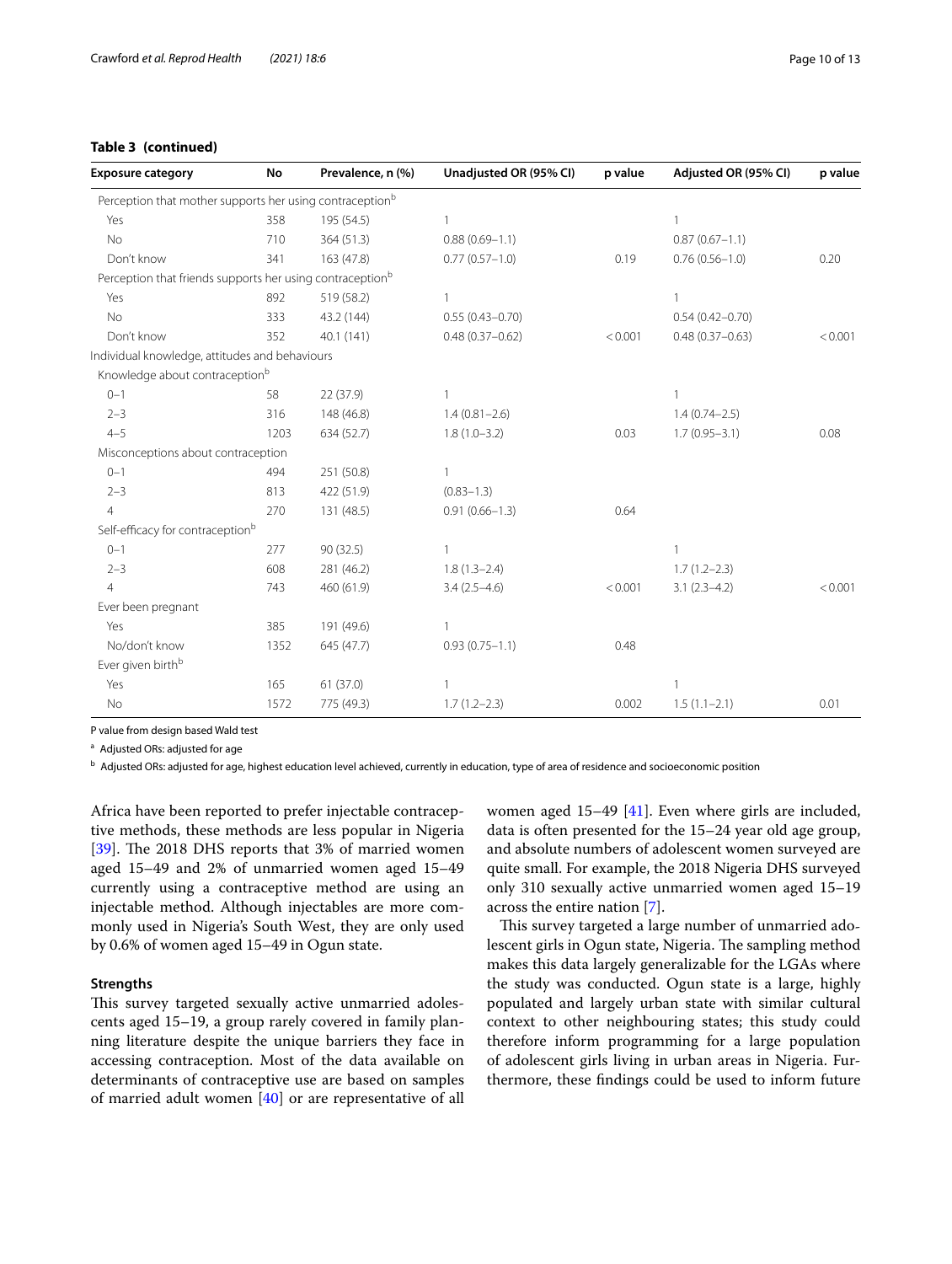**Table 3 (continued)**

| Exposure category | No | Prevalence, n (%) | Unadjusted OR (95% CI) | p value | Adjusted OR (95% CI) | p value |
|---|---|---|---|---|---|---|
| Perception that mother supports her using contraception[b] | | | | | | |
| Yes | 358 | 195 (54.5) | 1 | | 1 | |
| No | 710 | 364 (51.3) | 0.88 (0.69–1.1) | | 0.87 (0.67–1.1) | |
| Don't know | 341 | 163 (47.8) | 0.77 (0.57–1.0) | 0.19 | 0.76 (0.56–1.0) | 0.20 |
| Perception that friends supports her using contraception[b] | | | | | | |
| Yes | 892 | 519 (58.2) | 1 | | 1 | |
| No | 333 | 43.2 (144) | 0.55 (0.43–0.70) | | 0.54 (0.42–0.70) | |
| Don't know | 352 | 40.1 (141) | 0.48 (0.37–0.62) | < 0.001 | 0.48 (0.37–0.63) | < 0.001 |
| Individual knowledge, attitudes and behaviours | | | | | | |
| Knowledge about contraception[b] | | | | | | |
| 0–1 | 58 | 22 (37.9) | 1 | | 1 | |
| 2–3 | 316 | 148 (46.8) | 1.4 (0.81–2.6) | | 1.4 (0.74–2.5) | |
| 4–5 | 1203 | 634 (52.7) | 1.8 (1.0–3.2) | 0.03 | 1.7 (0.95–3.1) | 0.08 |
| Misconceptions about contraception | | | | | | |
| 0–1 | 494 | 251 (50.8) | 1 | | | |
| 2–3 | 813 | 422 (51.9) | (0.83–1.3) | | | |
| 4 | 270 | 131 (48.5) | 0.91 (0.66–1.3) | 0.64 | | |
| Self-efficacy for contraception[b] | | | | | | |
| 0–1 | 277 | 90 (32.5) | 1 | | 1 | |
| 2–3 | 608 | 281 (46.2) | 1.8 (1.3–2.4) | | 1.7 (1.2–2.3) | |
| 4 | 743 | 460 (61.9) | 3.4 (2.5–4.6) | < 0.001 | 3.1 (2.3–4.2) | < 0.001 |
| Ever been pregnant | | | | | | |
| Yes | 385 | 191 (49.6) | 1 | | | |
| No/don't know | 1352 | 645 (47.7) | 0.93 (0.75–1.1) | 0.48 | | |
| Ever given birth[b] | | | | | | |
| Yes | 165 | 61 (37.0) | 1 | | 1 | |
| No | 1572 | 775 (49.3) | 1.7 (1.2–2.3) | 0.002 | 1.5 (1.1–2.1) | 0.01 |

P value from design based Wald test

[a] Adjusted ORs: adjusted for age

[b] Adjusted ORs: adjusted for age, highest education level achieved, currently in education, type of area of residence and socioeconomic position

Africa have been reported to prefer injectable contraceptive methods, these methods are less popular in Nigeria [39]. The 2018 DHS reports that 3% of married women aged 15–49 and 2% of unmarried women aged 15–49 currently using a contraceptive method are using an injectable method. Although injectables are more commonly used in Nigeria's South West, they are only used by 0.6% of women aged 15–49 in Ogun state.

### Strengths

This survey targeted sexually active unmarried adolescents aged 15–19, a group rarely covered in family planning literature despite the unique barriers they face in accessing contraception. Most of the data available on determinants of contraceptive use are based on samples of married adult women [40] or are representative of all women aged 15–49 [41]. Even where girls are included, data is often presented for the 15–24 year old age group, and absolute numbers of adolescent women surveyed are quite small. For example, the 2018 Nigeria DHS surveyed only 310 sexually active unmarried women aged 15–19 across the entire nation [7].

This survey targeted a large number of unmarried adolescent girls in Ogun state, Nigeria. The sampling method makes this data largely generalizable for the LGAs where the study was conducted. Ogun state is a large, highly populated and largely urban state with similar cultural context to other neighbouring states; this study could therefore inform programming for a large population of adolescent girls living in urban areas in Nigeria. Furthermore, these findings could be used to inform future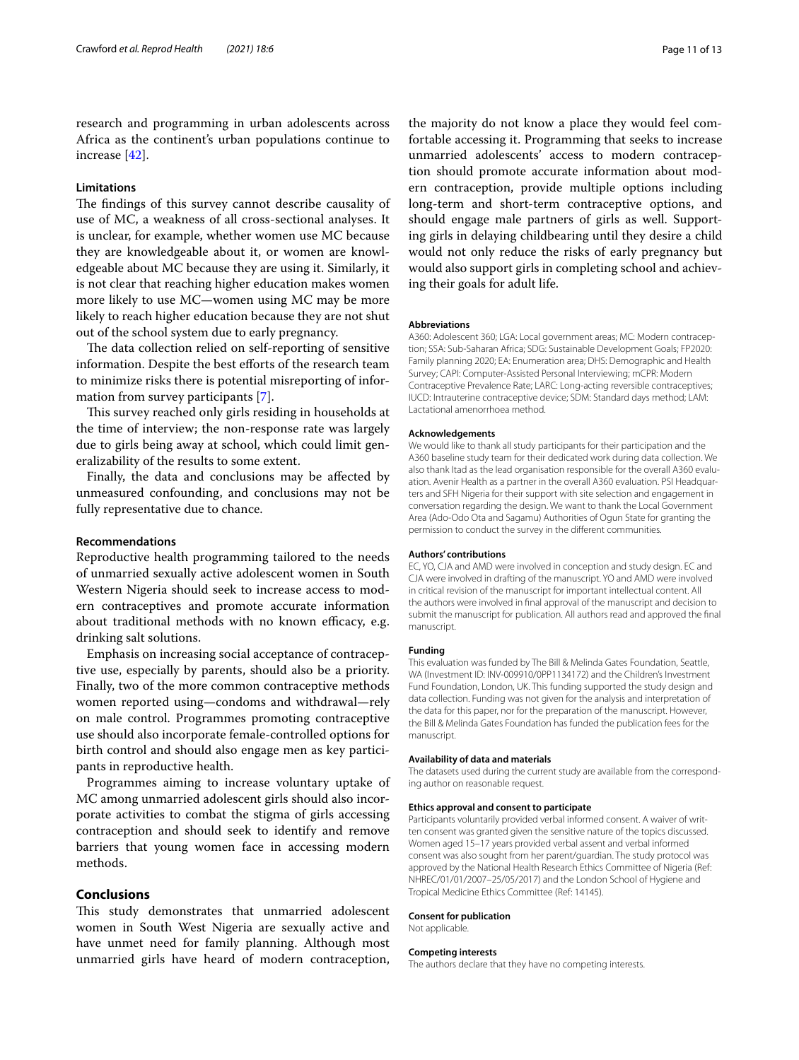research and programming in urban adolescents across Africa as the continent's urban populations continue to increase [42].

### Limitations

The findings of this survey cannot describe causality of use of MC, a weakness of all cross-sectional analyses. It is unclear, for example, whether women use MC because they are knowledgeable about it, or women are knowledgeable about MC because they are using it. Similarly, it is not clear that reaching higher education makes women more likely to use MC—women using MC may be more likely to reach higher education because they are not shut out of the school system due to early pregnancy.

The data collection relied on self-reporting of sensitive information. Despite the best efforts of the research team to minimize risks there is potential misreporting of information from survey participants [7].

This survey reached only girls residing in households at the time of interview; the non-response rate was largely due to girls being away at school, which could limit generalizability of the results to some extent.

Finally, the data and conclusions may be affected by unmeasured confounding, and conclusions may not be fully representative due to chance.

### Recommendations

Reproductive health programming tailored to the needs of unmarried sexually active adolescent women in South Western Nigeria should seek to increase access to modern contraceptives and promote accurate information about traditional methods with no known efficacy, e.g. drinking salt solutions.

Emphasis on increasing social acceptance of contraceptive use, especially by parents, should also be a priority. Finally, two of the more common contraceptive methods women reported using—condoms and withdrawal—rely on male control. Programmes promoting contraceptive use should also incorporate female-controlled options for birth control and should also engage men as key participants in reproductive health.

Programmes aiming to increase voluntary uptake of MC among unmarried adolescent girls should also incorporate activities to combat the stigma of girls accessing contraception and should seek to identify and remove barriers that young women face in accessing modern methods.

## Conclusions

This study demonstrates that unmarried adolescent women in South West Nigeria are sexually active and have unmet need for family planning. Although most unmarried girls have heard of modern contraception, the majority do not know a place they would feel comfortable accessing it. Programming that seeks to increase unmarried adolescents' access to modern contraception should promote accurate information about modern contraception, provide multiple options including long-term and short-term contraceptive options, and should engage male partners of girls as well. Supporting girls in delaying childbearing until they desire a child would not only reduce the risks of early pregnancy but would also support girls in completing school and achieving their goals for adult life.

#### Abbreviations

A360: Adolescent 360; LGA: Local government areas; MC: Modern contraception; SSA: Sub-Saharan Africa; SDG: Sustainable Development Goals; FP2020: Family planning 2020; EA: Enumeration area; DHS: Demographic and Health Survey; CAPI: Computer-Assisted Personal Interviewing; mCPR: Modern Contraceptive Prevalence Rate; LARC: Long-acting reversible contraceptives; IUCD: Intrauterine contraceptive device; SDM: Standard days method; LAM: Lactational amenorrhoea method.

#### Acknowledgements

We would like to thank all study participants for their participation and the A360 baseline study team for their dedicated work during data collection. We also thank Itad as the lead organisation responsible for the overall A360 evaluation. Avenir Health as a partner in the overall A360 evaluation. PSI Headquarters and SFH Nigeria for their support with site selection and engagement in conversation regarding the design. We want to thank the Local Government Area (Ado-Odo Ota and Sagamu) Authorities of Ogun State for granting the permission to conduct the survey in the different communities.

#### Authors' contributions

EC, YO, CJA and AMD were involved in conception and study design. EC and CJA were involved in drafting of the manuscript. YO and AMD were involved in critical revision of the manuscript for important intellectual content. All the authors were involved in final approval of the manuscript and decision to submit the manuscript for publication. All authors read and approved the final manuscript.

#### Funding

This evaluation was funded by The Bill & Melinda Gates Foundation, Seattle, WA (Investment ID: INV-009910/0PP1134172) and the Children's Investment Fund Foundation, London, UK. This funding supported the study design and data collection. Funding was not given for the analysis and interpretation of the data for this paper, nor for the preparation of the manuscript. However, the Bill & Melinda Gates Foundation has funded the publication fees for the manuscript.

#### Availability of data and materials

The datasets used during the current study are available from the corresponding author on reasonable request.

#### Ethics approval and consent to participate

Participants voluntarily provided verbal informed consent. A waiver of written consent was granted given the sensitive nature of the topics discussed. Women aged 15–17 years provided verbal assent and verbal informed consent was also sought from her parent/guardian. The study protocol was approved by the National Health Research Ethics Committee of Nigeria (Ref: NHREC/01/01/2007–25/05/2017) and the London School of Hygiene and Tropical Medicine Ethics Committee (Ref: 14145).

#### Consent for publication

Not applicable.

#### Competing interests

The authors declare that they have no competing interests.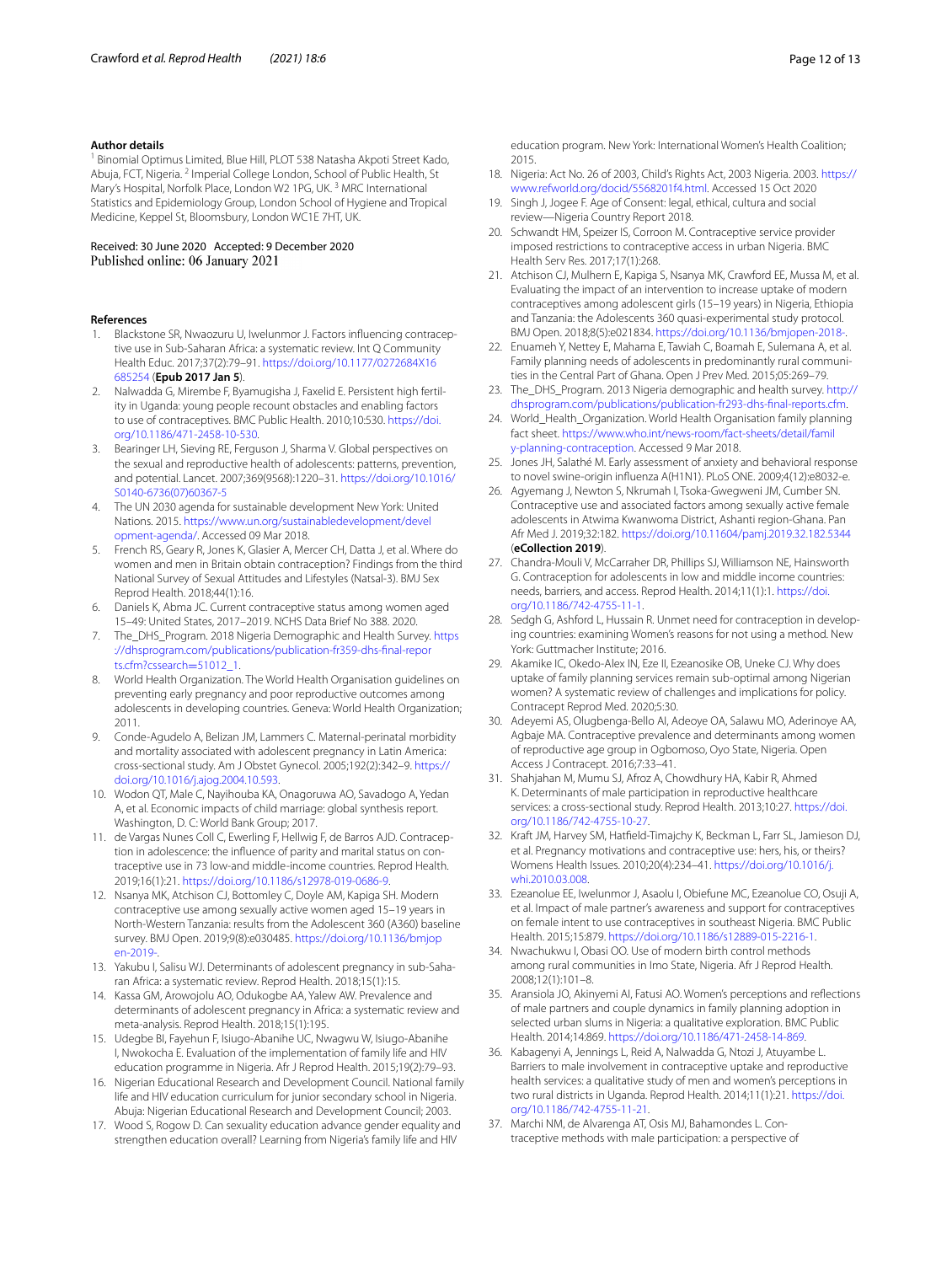### Author details

[1] Binomial Optimus Limited, Blue Hill, PLOT 538 Natasha Akpoti Street Kado, Abuja, FCT, Nigeria. [2] Imperial College London, School of Public Health, St Mary's Hospital, Norfolk Place, London W2 1PG, UK. [3] MRC International Statistics and Epidemiology Group, London School of Hygiene and Tropical Medicine, Keppel St, Bloomsbury, London WC1E 7HT, UK.

Received: 30 June 2020 Accepted: 9 December 2020
Published online: 06 January 2021

### References

1. Blackstone SR, Nwaozuru U, Iwelunmor J. Factors influencing contraceptive use in Sub-Saharan Africa: a systematic review. Int Q Community Health Educ. 2017;37(2):79–91. https://doi.org/10.1177/0272684X16685254 (**Epub 2017 Jan 5**).
2. Nalwadda G, Mirembe F, Byamugisha J, Faxelid E. Persistent high fertility in Uganda: young people recount obstacles and enabling factors to use of contraceptives. BMC Public Health. 2010;10:530. https://doi.org/10.1186/471-2458-10-530.
3. Bearinger LH, Sieving RE, Ferguson J, Sharma V. Global perspectives on the sexual and reproductive health of adolescents: patterns, prevention, and potential. Lancet. 2007;369(9568):1220–31. https://doi.org/10.1016/S0140-6736(07)60367-5
4. The UN 2030 agenda for sustainable development New York: United Nations. 2015. https://www.un.org/sustainabledevelopment/development-agenda/. Accessed 09 Mar 2018.
5. French RS, Geary R, Jones K, Glasier A, Mercer CH, Datta J, et al. Where do women and men in Britain obtain contraception? Findings from the third National Survey of Sexual Attitudes and Lifestyles (Natsal-3). BMJ Sex Reprod Health. 2018;44(1):16.
6. Daniels K, Abma JC. Current contraceptive status among women aged 15–49: United States, 2017–2019. NCHS Data Brief No 388. 2020.
7. The_DHS_Program. 2018 Nigeria Demographic and Health Survey. https://dhsprogram.com/publications/publication-fr359-dhs-final-reports.cfm?cssearch=51012_1.
8. World Health Organization. The World Health Organisation guidelines on preventing early pregnancy and poor reproductive outcomes among adolescents in developing countries. Geneva: World Health Organization; 2011.
9. Conde-Agudelo A, Belizan JM, Lammers C. Maternal-perinatal morbidity and mortality associated with adolescent pregnancy in Latin America: cross-sectional study. Am J Obstet Gynecol. 2005;192(2):342–9. https://doi.org/10.1016/j.ajog.2004.10.593.
10. Wodon QT, Male C, Nayihouba KA, Onagoruwa AO, Savadogo A, Yedan A, et al. Economic impacts of child marriage: global synthesis report. Washington, D. C: World Bank Group; 2017.
11. de Vargas Nunes Coll C, Ewerling F, Hellwig F, de Barros AJD. Contraception in adolescence: the influence of parity and marital status on contraceptive use in 73 low-and middle-income countries. Reprod Health. 2019;16(1):21. https://doi.org/10.1186/s12978-019-0686-9.
12. Nsanya MK, Atchison CJ, Bottomley C, Doyle AM, Kapiga SH. Modern contraceptive use among sexually active women aged 15–19 years in North-Western Tanzania: results from the Adolescent 360 (A360) baseline survey. BMJ Open. 2019;9(8):e030485. https://doi.org/10.1136/bmjopen-2019-.
13. Yakubu I, Salisu WJ. Determinants of adolescent pregnancy in sub-Saharan Africa: a systematic review. Reprod Health. 2018;15(1):15.
14. Kassa GM, Arowojolu AO, Odukogbe AA, Yalew AW. Prevalence and determinants of adolescent pregnancy in Africa: a systematic review and meta-analysis. Reprod Health. 2018;15(1):195.
15. Udegbe BI, Fayehun F, Isiugo-Abanihe UC, Nwagwu W, Isiugo-Abanihe I, Nwokocha E. Evaluation of the implementation of family life and HIV education programme in Nigeria. Afr J Reprod Health. 2015;19(2):79–93.
16. Nigerian Educational Research and Development Council. National family life and HIV education curriculum for junior secondary school in Nigeria. Abuja: Nigerian Educational Research and Development Council; 2003.
17. Wood S, Rogow D. Can sexuality education advance gender equality and strengthen education overall? Learning from Nigeria's family life and HIV education program. New York: International Women's Health Coalition; 2015.
18. Nigeria: Act No. 26 of 2003, Child's Rights Act, 2003 Nigeria. 2003. https://www.refworld.org/docid/5568201f4.html. Accessed 15 Oct 2020
19. Singh J, Jogee F. Age of Consent: legal, ethical, cultura and social review—Nigeria Country Report 2018.
20. Schwandt HM, Speizer IS, Corroon M. Contraceptive service provider imposed restrictions to contraceptive access in urban Nigeria. BMC Health Serv Res. 2017;17(1):268.
21. Atchison CJ, Mulhern E, Kapiga S, Nsanya MK, Crawford EE, Mussa M, et al. Evaluating the impact of an intervention to increase uptake of modern contraceptives among adolescent girls (15–19 years) in Nigeria, Ethiopia and Tanzania: the Adolescents 360 quasi-experimental study protocol. BMJ Open. 2018;8(5):e021834. https://doi.org/10.1136/bmjopen-2018-.
22. Enuameh Y, Nettey E, Mahama E, Tawiah C, Boamah E, Sulemana A, et al. Family planning needs of adolescents in predominantly rural communities in the Central Part of Ghana. Open J Prev Med. 2015;05:269–79.
23. The_DHS_Program. 2013 Nigeria demographic and health survey. http://dhsprogram.com/publications/publication-fr293-dhs-final-reports.cfm.
24. World_Health_Organization. World Health Organisation family planning fact sheet. https://www.who.int/news-room/fact-sheets/detail/family-planning-contraception. Accessed 9 Mar 2018.
25. Jones JH, Salathé M. Early assessment of anxiety and behavioral response to novel swine-origin influenza A(H1N1). PLoS ONE. 2009;4(12):e8032-e.
26. Agyemang J, Newton S, Nkrumah I, Tsoka-Gwegweni JM, Cumber SN. Contraceptive use and associated factors among sexually active female adolescents in Atwima Kwanwoma District, Ashanti region-Ghana. Pan Afr Med J. 2019;32:182. https://doi.org/10.11604/pamj.2019.32.182.5344 (**eCollection 2019**).
27. Chandra-Mouli V, McCarraher DR, Phillips SJ, Williamson NE, Hainsworth G. Contraception for adolescents in low and middle income countries: needs, barriers, and access. Reprod Health. 2014;11(1):1. https://doi.org/10.1186/742-4755-11-1.
28. Sedgh G, Ashford L, Hussain R. Unmet need for contraception in developing countries: examining Women's reasons for not using a method. New York: Guttmacher Institute; 2016.
29. Akamike IC, Okedo-Alex IN, Eze II, Ezeanosike OB, Uneke CJ. Why does uptake of family planning services remain sub-optimal among Nigerian women? A systematic review of challenges and implications for policy. Contracept Reprod Med. 2020;5:30.
30. Adeyemi AS, Olugbenga-Bello AI, Adeoye OA, Salawu MO, Aderinoye AA, Agbaje MA. Contraceptive prevalence and determinants among women of reproductive age group in Ogbomoso, Oyo State, Nigeria. Open Access J Contracept. 2016;7:33–41.
31. Shahjahan M, Mumu SJ, Afroz A, Chowdhury HA, Kabir R, Ahmed K. Determinants of male participation in reproductive healthcare services: a cross-sectional study. Reprod Health. 2013;10:27. https://doi.org/10.1186/742-4755-10-27.
32. Kraft JM, Harvey SM, Hatfield-Timajchy K, Beckman L, Farr SL, Jamieson DJ, et al. Pregnancy motivations and contraceptive use: hers, his, or theirs? Womens Health Issues. 2010;20(4):234–41. https://doi.org/10.1016/j.whi.2010.03.008.
33. Ezeanolue EE, Iwelunmor J, Asaolu I, Obiefune MC, Ezeanolue CO, Osuji A, et al. Impact of male partner's awareness and support for contraceptives on female intent to use contraceptives in southeast Nigeria. BMC Public Health. 2015;15:879. https://doi.org/10.1186/s12889-015-2216-1.
34. Nwachukwu I, Obasi OO. Use of modern birth control methods among rural communities in Imo State, Nigeria. Afr J Reprod Health. 2008;12(1):101–8.
35. Aransiola JO, Akinyemi AI, Fatusi AO. Women's perceptions and reflections of male partners and couple dynamics in family planning adoption in selected urban slums in Nigeria: a qualitative exploration. BMC Public Health. 2014;14:869. https://doi.org/10.1186/471-2458-14-869.
36. Kabagenyi A, Jennings L, Reid A, Nalwadda G, Ntozi J, Atuyambe L. Barriers to male involvement in contraceptive uptake and reproductive health services: a qualitative study of men and women's perceptions in two rural districts in Uganda. Reprod Health. 2014;11(1):21. https://doi.org/10.1186/742-4755-11-21.
37. Marchi NM, de Alvarenga AT, Osis MJ, Bahamondes L. Contraceptive methods with male participation: a perspective of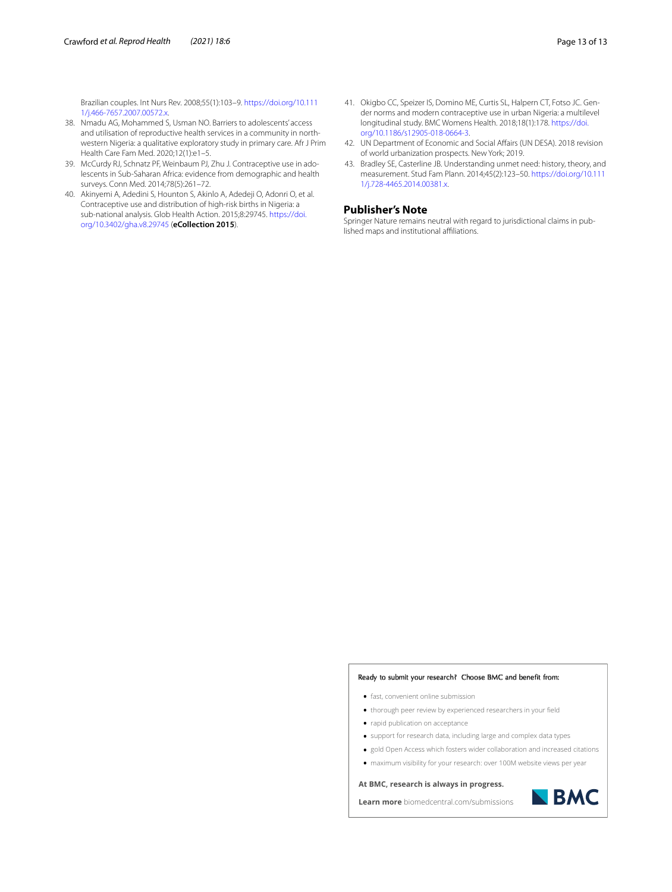Brazilian couples. Int Nurs Rev. 2008;55(1):103–9. https://doi.org/10.1111/j.466-7657.2007.00572.x.

38. Nmadu AG, Mohammed S, Usman NO. Barriers to adolescents' access and utilisation of reproductive health services in a community in northwestern Nigeria: a qualitative exploratory study in primary care. Afr J Prim Health Care Fam Med. 2020;12(1):e1–5.
39. McCurdy RJ, Schnatz PF, Weinbaum PJ, Zhu J. Contraceptive use in adolescents in Sub-Saharan Africa: evidence from demographic and health surveys. Conn Med. 2014;78(5):261–72.
40. Akinyemi A, Adedini S, Hounton S, Akinlo A, Adedeji O, Adonri O, et al. Contraceptive use and distribution of high-risk births in Nigeria: a sub-national analysis. Glob Health Action. 2015;8:29745. https://doi.org/10.3402/gha.v8.29745 (**eCollection 2015**).
41. Okigbo CC, Speizer IS, Domino ME, Curtis SL, Halpern CT, Fotso JC. Gender norms and modern contraceptive use in urban Nigeria: a multilevel longitudinal study. BMC Womens Health. 2018;18(1):178. https://doi.org/10.1186/s12905-018-0664-3.
42. UN Department of Economic and Social Affairs (UN DESA). 2018 revision of world urbanization prospects. New York; 2019.
43. Bradley SE, Casterline JB. Understanding unmet need: history, theory, and measurement. Stud Fam Plann. 2014;45(2):123–50. https://doi.org/10.1111/j.728-4465.2014.00381.x.

## Publisher's Note

Springer Nature remains neutral with regard to jurisdictional claims in published maps and institutional affiliations.

Ready to submit your research? Choose BMC and benefit from:

- fast, convenient online submission
- thorough peer review by experienced researchers in your field
- rapid publication on acceptance
- support for research data, including large and complex data types
- gold Open Access which fosters wider collaboration and increased citations
- maximum visibility for your research: over 100M website views per year

**At BMC, research is always in progress.**

**Learn more** biomedcentral.com/submissions

BMC